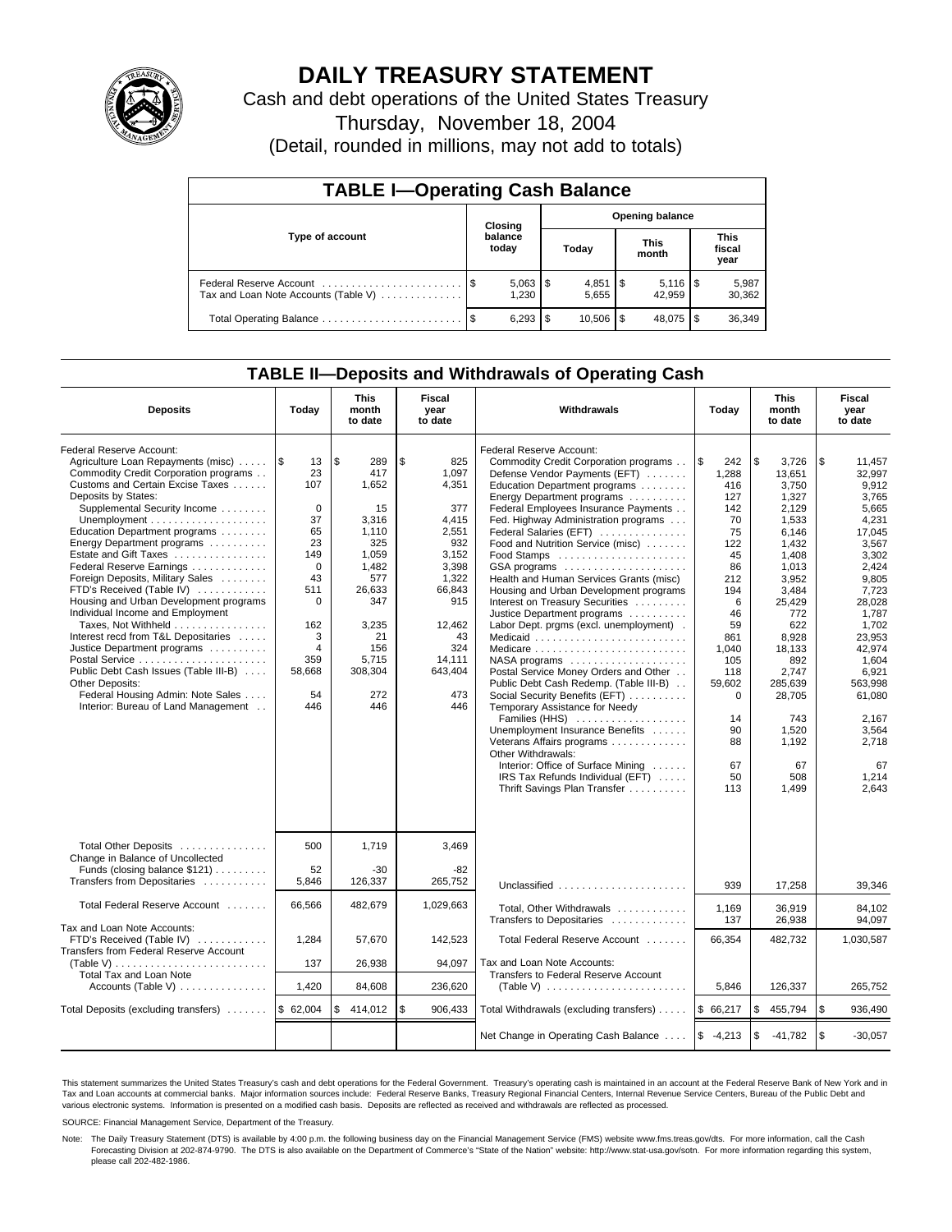# DAILY TREASURY STATEMENT

Cash and debt operations of the United States Treasury

Thursday, November 18, 2004

(Detail, rounded in millions, may not add to totals)

| TABLE I—Operating Cash Balance | | | | |
|---|---|---|---|---|
| Type of account | Closing balance today | Opening balance | | |
| | | Today | This month | This fiscal year |
| Federal Reserve Account | $ 5,063 | $ 4,851 | $ 5,116 | $ 5,987 |
| Tax and Loan Note Accounts (Table V) | 1,230 | 5,655 | 42,959 | 30,362 |
| Total Operating Balance | $ 6,293 | $ 10,506 | $ 48,075 | $ 36,349 |

## TABLE II—Deposits and Withdrawals of Operating Cash

| Deposits | Today | This month to date | Fiscal year to date | Withdrawals | Today | This month to date | Fiscal year to date |
|---|---|---|---|---|---|---|---|
| Federal Reserve Account: | | | | Federal Reserve Account: | | | |
| Agriculture Loan Repayments (misc) | $ 13 | $ 289 | $ 825 | Commodity Credit Corporation programs | $ 242 | $ 3,726 | $ 11,457 |
| Commodity Credit Corporation programs | 23 | 417 | 1,097 | Defense Vendor Payments (EFT) | 1,288 | 13,651 | 32,997 |
| Customs and Certain Excise Taxes | 107 | 1,652 | 4,351 | Education Department programs | 416 | 3,750 | 9,912 |
| Deposits by States: | | | | Energy Department programs | 127 | 1,327 | 3,765 |
| Supplemental Security Income | 0 | 15 | 377 | Federal Employees Insurance Payments | 142 | 2,129 | 5,665 |
| Unemployment | 37 | 3,316 | 4,415 | Fed. Highway Administration programs | 70 | 1,533 | 4,231 |
| Education Department programs | 65 | 1,110 | 2,551 | Federal Salaries (EFT) | 75 | 6,146 | 17,045 |
| Energy Department programs | 23 | 325 | 932 | Food and Nutrition Service (misc) | 122 | 1,432 | 3,567 |
| Estate and Gift Taxes | 149 | 1,059 | 3,152 | Food Stamps | 45 | 1,408 | 3,302 |
| Federal Reserve Earnings | 0 | 1,482 | 3,398 | GSA programs | 86 | 1,013 | 2,424 |
| Foreign Deposits, Military Sales | 43 | 577 | 1,322 | Health and Human Services Grants (misc) | 212 | 3,952 | 9,805 |
| FTD's Received (Table IV) | 511 | 26,633 | 66,843 | Housing and Urban Development programs | 194 | 3,484 | 7,723 |
| Housing and Urban Development programs | 0 | 347 | 915 | Interest on Treasury Securities | 6 | 25,429 | 28,028 |
| Individual Income and Employment | | | | Justice Department programs | 46 | 772 | 1,787 |
| Taxes, Not Withheld | 162 | 3,235 | 12,462 | Labor Dept. prgms (excl. unemployment) | 59 | 622 | 1,702 |
| Interest recd from T&L Depositaries | 3 | 21 | 43 | Medicaid | 861 | 8,928 | 23,953 |
| Justice Department programs | 4 | 156 | 324 | Medicare | 1,040 | 18,133 | 42,974 |
| Postal Service | 359 | 5,715 | 14,111 | NASA programs | 105 | 892 | 1,604 |
| Public Debt Cash Issues (Table III-B) | 58,668 | 308,304 | 643,404 | Postal Service Money Orders and Other | 118 | 2,747 | 6,921 |
| Other Deposits: | | | | Public Debt Cash Redemp. (Table III-B) | 59,602 | 285,639 | 563,998 |
| Federal Housing Admin: Note Sales | 54 | 272 | 473 | Social Security Benefits (EFT) | 0 | 28,705 | 61,080 |
| Interior: Bureau of Land Management | 446 | 446 | 446 | Temporary Assistance for Needy | | | |
| | | | | Families (HHS) | 14 | 743 | 2,167 |
| | | | | Unemployment Insurance Benefits | 90 | 1,520 | 3,564 |
| | | | | Veterans Affairs programs | 88 | 1,192 | 2,718 |
| | | | | Other Withdrawals: | | | |
| | | | | Interior: Office of Surface Mining | 67 | 67 | 67 |
| | | | | IRS Tax Refunds Individual (EFT) | 50 | 508 | 1,214 |
| | | | | Thrift Savings Plan Transfer | 113 | 1,499 | 2,643 |
| Total Other Deposits | 500 | 1,719 | 3,469 | | | | |
| Change in Balance of Uncollected | | | | | | | |
| Funds (closing balance $121) | 52 | -30 | -82 | | | | |
| Transfers from Depositaries | 5,846 | 126,337 | 265,752 | Unclassified | 939 | 17,258 | 39,346 |
| Total Federal Reserve Account | 66,566 | 482,679 | 1,029,663 | Total, Other Withdrawals | 1,169 | 36,919 | 84,102 |
| | | | | Transfers to Depositaries | 137 | 26,938 | 94,097 |
| Tax and Loan Note Accounts: | | | | | | | |
| FTD's Received (Table IV) | 1,284 | 57,670 | 142,523 | Total Federal Reserve Account | 66,354 | 482,732 | 1,030,587 |
| Transfers from Federal Reserve Account (Table V) | 137 | 26,938 | 94,097 | Tax and Loan Note Accounts: | | | |
| Total Tax and Loan Note Accounts (Table V) | 1,420 | 84,608 | 236,620 | Transfers to Federal Reserve Account (Table V) | 5,846 | 126,337 | 265,752 |
| Total Deposits (excluding transfers) | $ 62,004 | $ 414,012 | $ 906,433 | Total Withdrawals (excluding transfers) | $ 66,217 | $ 455,794 | $ 936,490 |
| | | | | Net Change in Operating Cash Balance | $ -4,213 | $ -41,782 | $ -30,057 |

This statement summarizes the United States Treasury's cash and debt operations for the Federal Government. Treasury's operating cash is maintained in an account at the Federal Reserve Bank of New York and in Tax and Loan accounts at commercial banks. Major information sources include: Federal Reserve Banks, Treasury Regional Financial Centers, Internal Revenue Service Centers, Bureau of the Public Debt and various electronic systems. Information is presented on a modified cash basis. Deposits are reflected as received and withdrawals are reflected as processed.

SOURCE: Financial Management Service, Department of the Treasury.

Note: The Daily Treasury Statement (DTS) is available by 4:00 p.m. the following business day on the Financial Management Service (FMS) website www.fms.treas.gov/dts. For more information, call the Cash Forecasting Division at 202-874-9790. The DTS is also available on the Department of Commerce's "State of the Nation" website: http://www.stat-usa.gov/sotn. For more information regarding this system, please call 202-482-1986.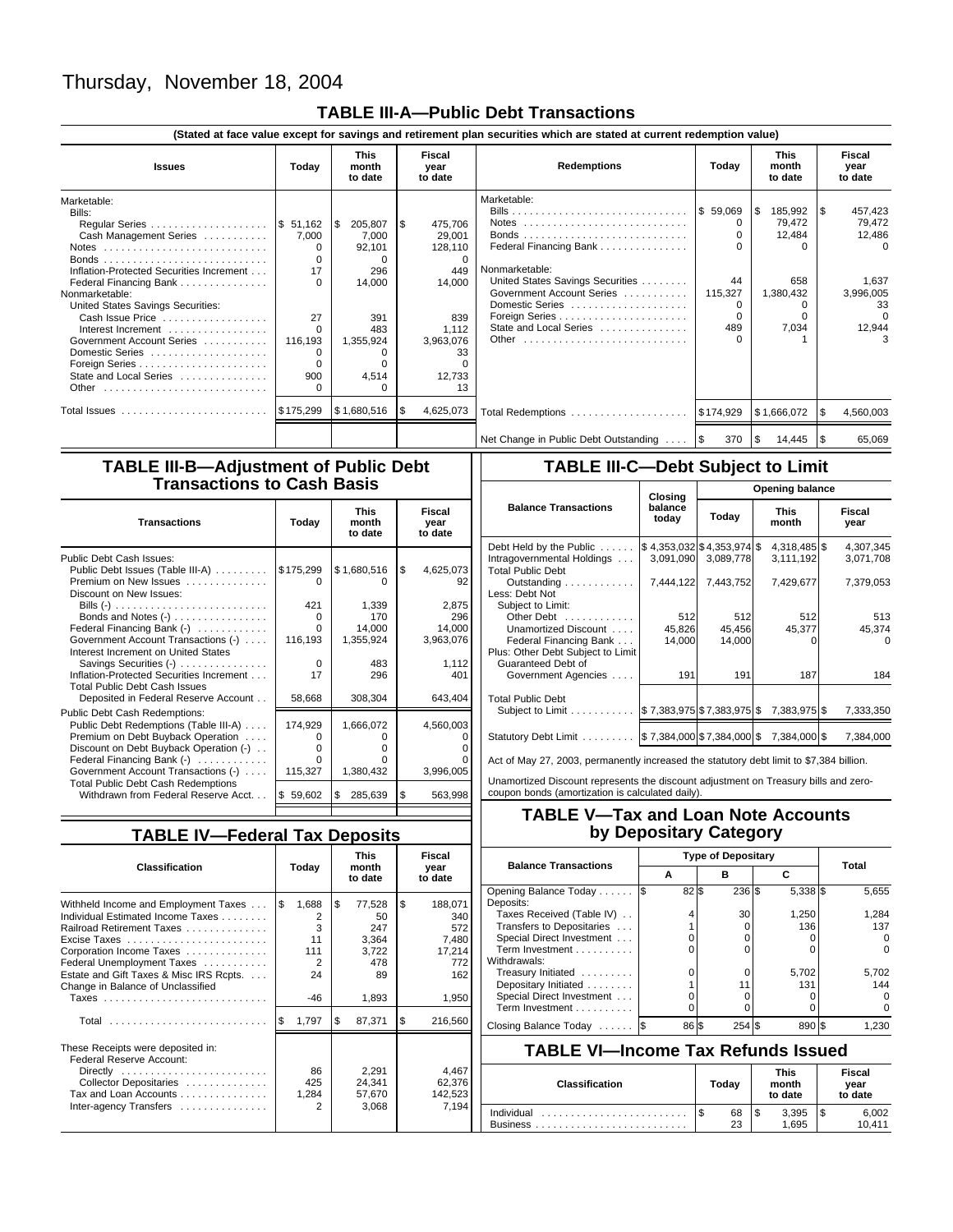Thursday, November 18, 2004

## TABLE III-A—Public Debt Transactions

(Stated at face value except for savings and retirement plan securities which are stated at current redemption value)

| Issues | Today | This month to date | Fiscal year to date |
|---|---|---|---|
| Marketable: | | | |
| Bills: | | | |
| Regular Series | $ 51,162 | $ 205,807 | $ 475,706 |
| Cash Management Series | 7,000 | 7,000 | 29,001 |
| Notes | 0 | 92,101 | 128,110 |
| Bonds | 0 | 0 | 0 |
| Inflation-Protected Securities Increment | 17 | 296 | 449 |
| Federal Financing Bank | 0 | 14,000 | 14,000 |
| Nonmarketable: | | | |
| United States Savings Securities: | | | |
| Cash Issue Price | 27 | 391 | 839 |
| Interest Increment | 0 | 483 | 1,112 |
| Government Account Series | 116,193 | 1,355,924 | 3,963,076 |
| Domestic Series | 0 | 0 | 33 |
| Foreign Series | 0 | 0 | 0 |
| State and Local Series | 900 | 4,514 | 12,733 |
| Other | 0 | 0 | 13 |
| Total Issues | $175,299 | $1,680,516 | $ 4,625,073 |

| Redemptions | Today | This month to date | Fiscal year to date |
|---|---|---|---|
| Marketable: | | | |
| Bills | $ 59,069 | $ 185,992 | $ 457,423 |
| Notes | 0 | 79,472 | 79,472 |
| Bonds | 0 | 12,484 | 12,486 |
| Federal Financing Bank | 0 | 0 | 0 |
| Nonmarketable: | | | |
| United States Savings Securities | 44 | 658 | 1,637 |
| Government Account Series | 115,327 | 1,380,432 | 3,996,005 |
| Domestic Series | 0 | 0 | 33 |
| Foreign Series | 0 | 0 | 0 |
| State and Local Series | 489 | 7,034 | 12,944 |
| Other | 0 | 1 | 3 |
| Total Redemptions | $174,929 | $1,666,072 | $ 4,560,003 |
| Net Change in Public Debt Outstanding | $ 370 | $ 14,445 | $ 65,069 |

## TABLE III-B—Adjustment of Public Debt Transactions to Cash Basis

| Transactions | Today | This month to date | Fiscal year to date |
|---|---|---|---|
| Public Debt Cash Issues: | | | |
| Public Debt Issues (Table III-A) | $175,299 | $1,680,516 | $ 4,625,073 |
| Premium on New Issues | 0 | 0 | 92 |
| Discount on New Issues: | | | |
| Bills (-) | 421 | 1,339 | 2,875 |
| Bonds and Notes (-) | 0 | 170 | 296 |
| Federal Financing Bank (-) | 0 | 14,000 | 14,000 |
| Government Account Transactions (-) | 116,193 | 1,355,924 | 3,963,076 |
| Interest Increment on United States Savings Securities (-) | 0 | 483 | 1,112 |
| Inflation-Protected Securities Increment | 17 | 296 | 401 |
| Total Public Debt Cash Issues Deposited in Federal Reserve Account | 58,668 | 308,304 | 643,404 |
| Public Debt Cash Redemptions: | | | |
| Public Debt Redemptions (Table III-A) | 174,929 | 1,666,072 | 4,560,003 |
| Premium on Debt Buyback Operation | 0 | 0 | 0 |
| Discount on Debt Buyback Operation (-) | 0 | 0 | 0 |
| Federal Financing Bank (-) | 0 | 0 | 0 |
| Government Account Transactions (-) | 115,327 | 1,380,432 | 3,996,005 |
| Total Public Debt Cash Redemptions Withdrawn from Federal Reserve Acct. | $ 59,602 | $ 285,639 | $ 563,998 |

## TABLE III-C—Debt Subject to Limit

| Balance Transactions | Closing balance today | Opening balance Today | Opening balance This month | Opening balance Fiscal year |
|---|---|---|---|---|
| Debt Held by the Public | $ 4,353,032 | $ 4,353,974 | $ 4,318,485 | $ 4,307,345 |
| Intragovernmental Holdings | 3,091,090 | 3,089,778 | 3,111,192 | 3,071,708 |
| Total Public Debt Outstanding | 7,444,122 | 7,443,752 | 7,429,677 | 7,379,053 |
| Less: Debt Not Subject to Limit: | | | | |
| Other Debt | 512 | 512 | 512 | 513 |
| Unamortized Discount | 45,826 | 45,456 | 45,377 | 45,374 |
| Federal Financing Bank | 14,000 | 14,000 | 0 | 0 |
| Plus: Other Debt Subject to Limit Guaranteed Debt of Government Agencies | 191 | 191 | 187 | 184 |
| Total Public Debt Subject to Limit | $ 7,383,975 | $ 7,383,975 | $ 7,383,975 | $ 7,333,350 |
| Statutory Debt Limit | $ 7,384,000 | $ 7,384,000 | $ 7,384,000 | $ 7,384,000 |

Act of May 27, 2003, permanently increased the statutory debt limit to $7,384 billion.

Unamortized Discount represents the discount adjustment on Treasury bills and zero-coupon bonds (amortization is calculated daily).

## TABLE IV—Federal Tax Deposits

| Classification | Today | This month to date | Fiscal year to date |
|---|---|---|---|
| Withheld Income and Employment Taxes | $ 1,688 | $ 77,528 | $ 188,071 |
| Individual Estimated Income Taxes | 2 | 50 | 340 |
| Railroad Retirement Taxes | 3 | 247 | 572 |
| Excise Taxes | 11 | 3,364 | 7,480 |
| Corporation Income Taxes | 111 | 3,722 | 17,214 |
| Federal Unemployment Taxes | 2 | 478 | 772 |
| Estate and Gift Taxes & Misc IRS Rcpts. | 24 | 89 | 162 |
| Change in Balance of Unclassified Taxes | -46 | 1,893 | 1,950 |
| Total | $ 1,797 | $ 87,371 | $ 216,560 |
| These Receipts were deposited in: | | | |
| Federal Reserve Account: | | | |
| Directly | 86 | 2,291 | 4,467 |
| Collector Depositaries | 425 | 24,341 | 62,376 |
| Tax and Loan Accounts | 1,284 | 57,670 | 142,523 |
| Inter-agency Transfers | 2 | 3,068 | 7,194 |

## TABLE V—Tax and Loan Note Accounts by Depositary Category

| Balance Transactions | Type of Depositary A | Type of Depositary B | Type of Depositary C | Total |
|---|---|---|---|---|
| Opening Balance Today | $ 82 | $ 236 | $ 5,338 | $ 5,655 |
| Deposits: | | | | |
| Taxes Received (Table IV) | 4 | 30 | 1,250 | 1,284 |
| Transfers to Depositaries | 1 | 0 | 136 | 137 |
| Special Direct Investment | 0 | 0 | 0 | 0 |
| Term Investment | 0 | 0 | 0 | 0 |
| Withdrawals: | | | | |
| Treasury Initiated | 0 | 0 | 5,702 | 5,702 |
| Depositary Initiated | 1 | 11 | 131 | 144 |
| Special Direct Investment | 0 | 0 | 0 | 0 |
| Term Investment | 0 | 0 | 0 | 0 |
| Closing Balance Today | $ 86 | $ 254 | $ 890 | $ 1,230 |

## TABLE VI—Income Tax Refunds Issued

| Classification | Today | This month to date | Fiscal year to date |
|---|---|---|---|
| Individual | $ 68 | $ 3,395 | $ 6,002 |
| Business | 23 | 1,695 | 10,411 |